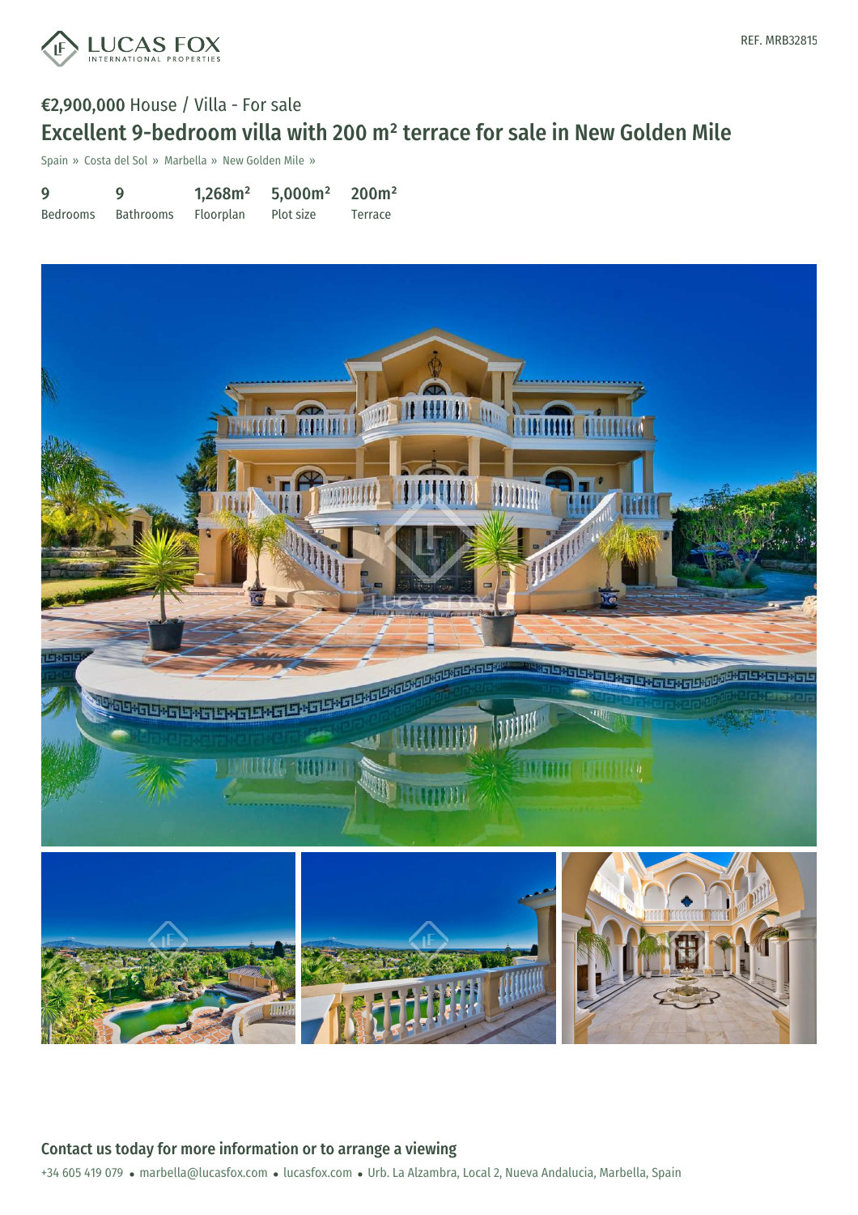LUCAS FOX
INTERNATIONAL PROPERTIES

REF. MRB32815

€2,900,000 House / Villa - For sale

# Excellent 9-bedroom villa with 200 m² terrace for sale in New Golden Mile

Spain » Costa del Sol » Marbella » New Golden Mile »

| 9 | 9 | 1,268m² | 5,000m² | 200m² |
|---|---|---|---|---|
| Bedrooms | Bathrooms | Floorplan | Plot size | Terrace |

## Contact us today for more information or to arrange a viewing

+34 605 419 079 • marbella@lucasfox.com • lucasfox.com • Urb. La Alzambra, Local 2, Nueva Andalucia, Marbella, Spain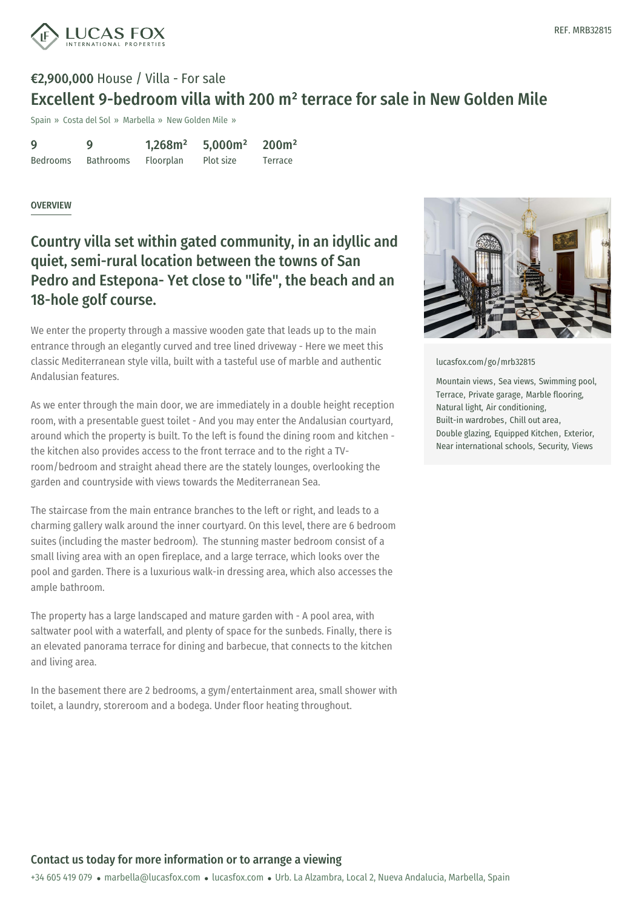REF. MRB32815

**€2,900,000** House / Villa - For sale

# Excellent 9-bedroom villa with 200 m² terrace for sale in New Golden Mile

Spain » Costa del Sol » Marbella » New Golden Mile »

| 9 | 9 | 1,268m² | 5,000m² | 200m² |
|---|---|---|---|---|
| Bedrooms | Bathrooms | Floorplan | Plot size | Terrace |

## OVERVIEW

## Country villa set within gated community, in an idyllic and quiet, semi-rural location between the towns of San Pedro and Estepona- Yet close to "life", the beach and an 18-hole golf course.

We enter the property through a massive wooden gate that leads up to the main entrance through an elegantly curved and tree lined driveway - Here we meet this classic Mediterranean style villa, built with a tasteful use of marble and authentic Andalusian features.

As we enter through the main door, we are immediately in a double height reception room, with a presentable guest toilet - And you may enter the Andalusian courtyard, around which the property is built. To the left is found the dining room and kitchen - the kitchen also provides access to the front terrace and to the right a TV-room/bedroom and straight ahead there are the stately lounges, overlooking the garden and countryside with views towards the Mediterranean Sea.

The staircase from the main entrance branches to the left or right, and leads to a charming gallery walk around the inner courtyard. On this level, there are 6 bedroom suites (including the master bedroom). The stunning master bedroom consist of a small living area with an open fireplace, and a large terrace, which looks over the pool and garden. There is a luxurious walk-in dressing area, which also accesses the ample bathroom.

The property has a large landscaped and mature garden with - A pool area, with saltwater pool with a waterfall, and plenty of space for the sunbeds. Finally, there is an elevated panorama terrace for dining and barbecue, that connects to the kitchen and living area.

In the basement there are 2 bedrooms, a gym/entertainment area, small shower with toilet, a laundry, storeroom and a bodega. Under floor heating throughout.

lucasfox.com/go/mrb32815

Mountain views, Sea views, Swimming pool, Terrace, Private garage, Marble flooring, Natural light, Air conditioning, Built-in wardrobes, Chill out area, Double glazing, Equipped Kitchen, Exterior, Near international schools, Security, Views

## Contact us today for more information or to arrange a viewing

+34 605 419 079 • marbella@lucasfox.com • lucasfox.com • Urb. La Alzambra, Local 2, Nueva Andalucia, Marbella, Spain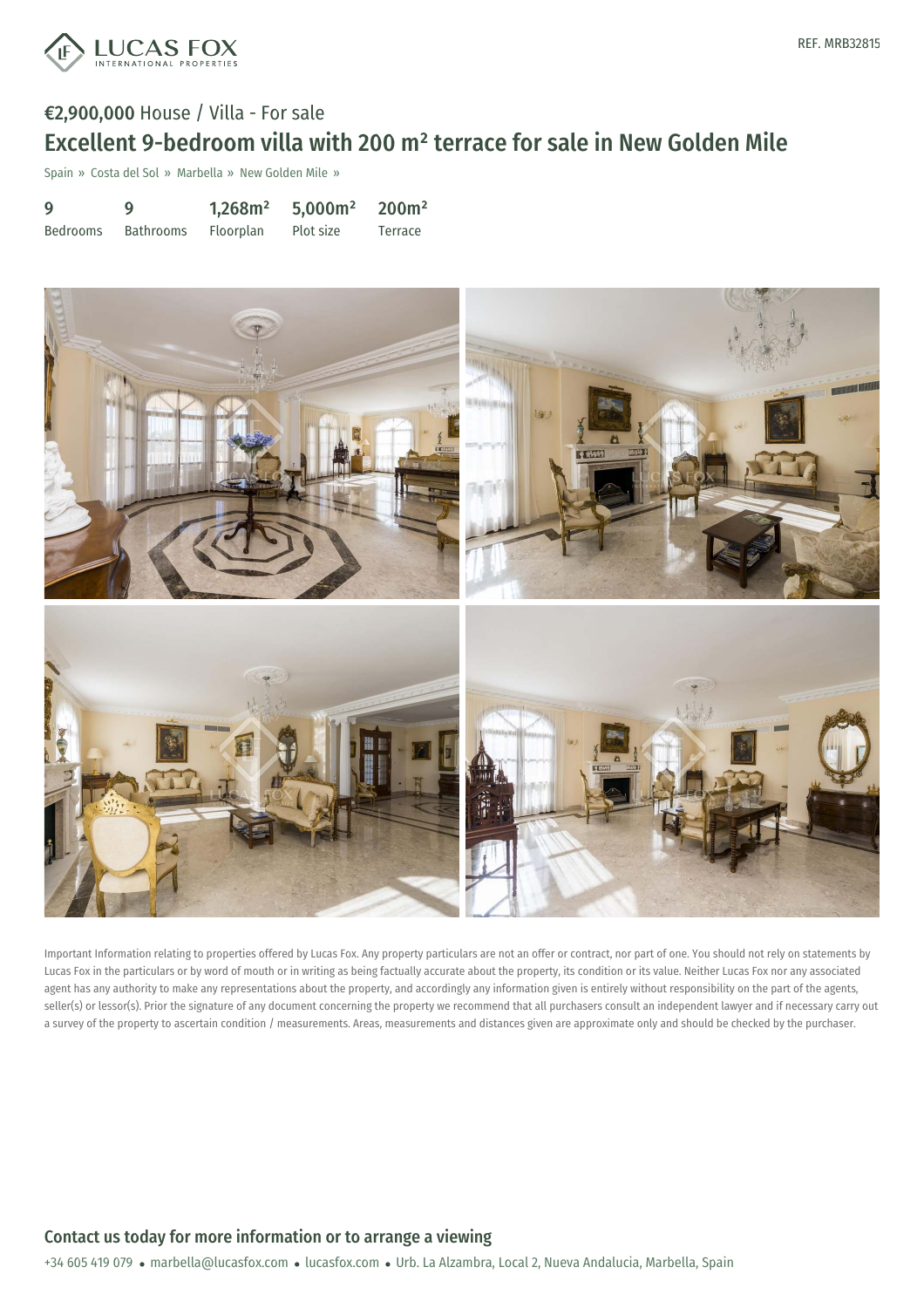REF. MRB32815

€2,900,000 House / Villa - For sale

# Excellent 9-bedroom villa with 200 m² terrace for sale in New Golden Mile

Spain » Costa del Sol » Marbella » New Golden Mile »

| 9 | 9 | 1,268m² | 5,000m² | 200m² |
| --- | --- | --- | --- | --- |
| Bedrooms | Bathrooms | Floorplan | Plot size | Terrace |

Important Information relating to properties offered by Lucas Fox. Any property particulars are not an offer or contract, nor part of one. You should not rely on statements by Lucas Fox in the particulars or by word of mouth or in writing as being factually accurate about the property, its condition or its value. Neither Lucas Fox nor any associated agent has any authority to make any representations about the property, and accordingly any information given is entirely without responsibility on the part of the agents, seller(s) or lessor(s). Prior the signature of any document concerning the property we recommend that all purchasers consult an independent lawyer and if necessary carry out a survey of the property to ascertain condition / measurements. Areas, measurements and distances given are approximate only and should be checked by the purchaser.

## Contact us today for more information or to arrange a viewing

+34 605 419 079 • marbella@lucasfox.com • lucasfox.com • Urb. La Alzambra, Local 2, Nueva Andalucia, Marbella, Spain